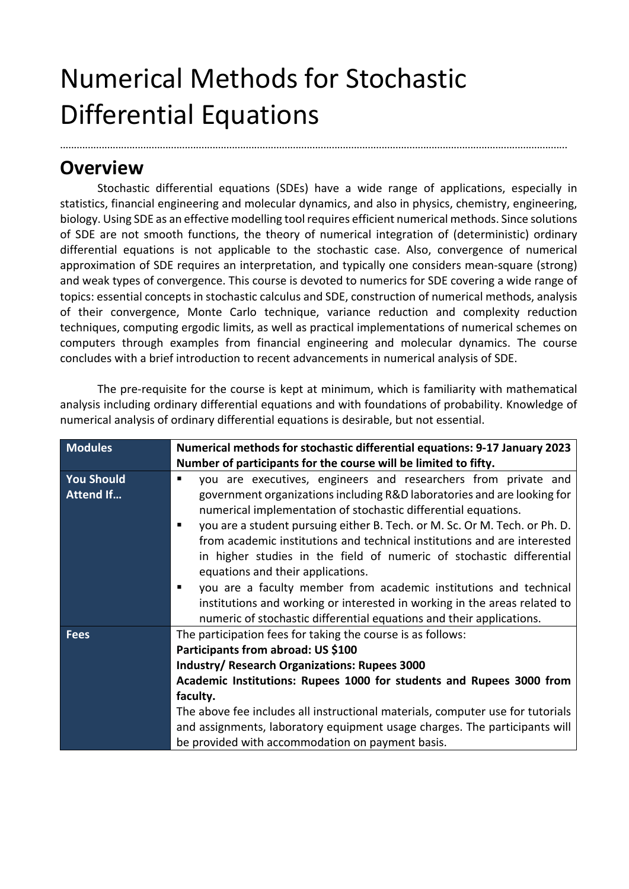# Numerical Methods for Stochastic Differential Equations

## Overview

Stochastic differential equations (SDEs) have a wide range of applications, especially in statistics, financial engineering and molecular dynamics, and also in physics, chemistry, engineering, biology. Using SDE as an effective modelling tool requires efficient numerical methods. Since solutions of SDE are not smooth functions, the theory of numerical integration of (deterministic) ordinary differential equations is not applicable to the stochastic case. Also, convergence of numerical approximation of SDE requires an interpretation, and typically one considers mean-square (strong) and weak types of convergence. This course is devoted to numerics for SDE covering a wide range of topics: essential concepts in stochastic calculus and SDE, construction of numerical methods, analysis of their convergence, Monte Carlo technique, variance reduction and complexity reduction techniques, computing ergodic limits, as well as practical implementations of numerical schemes on computers through examples from financial engineering and molecular dynamics. The course concludes with a brief introduction to recent advancements in numerical analysis of SDE.

The pre-requisite for the course is kept at minimum, which is familiarity with mathematical analysis including ordinary differential equations and with foundations of probability. Knowledge of numerical analysis of ordinary differential equations is desirable, but not essential.

| **Modules** | **Numerical methods for stochastic differential equations: 9-17 January 2023**<br>**Number of participants for the course will be limited to fifty.** |
|---|---|
| **You Should Attend If…** | ▪ you are executives, engineers and researchers from private and government organizations including R&D laboratories and are looking for numerical implementation of stochastic differential equations.<br>▪ you are a student pursuing either B. Tech. or M. Sc. Or M. Tech. or Ph. D. from academic institutions and technical institutions and are interested in higher studies in the field of numeric of stochastic differential equations and their applications.<br>▪ you are a faculty member from academic institutions and technical institutions and working or interested in working in the areas related to numeric of stochastic differential equations and their applications. |
| **Fees** | The participation fees for taking the course is as follows:<br>**Participants from abroad: US $100**<br>**Industry/ Research Organizations: Rupees 3000**<br>**Academic Institutions: Rupees 1000 for students and Rupees 3000 from faculty.**<br>The above fee includes all instructional materials, computer use for tutorials and assignments, laboratory equipment usage charges. The participants will be provided with accommodation on payment basis. |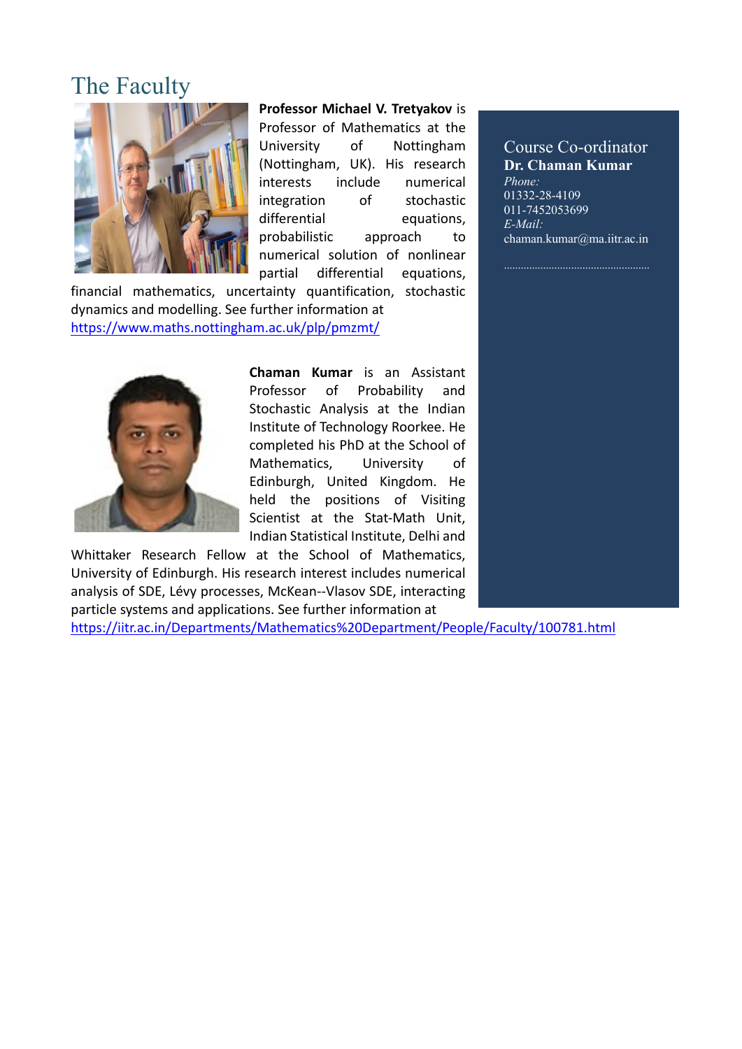# The Faculty

**Professor Michael V. Tretyakov** is Professor of Mathematics at the University of Nottingham (Nottingham, UK). His research interests include numerical integration of stochastic differential equations, probabilistic approach to numerical solution of nonlinear partial differential equations, financial mathematics, uncertainty quantification, stochastic dynamics and modelling. See further information at https://www.maths.nottingham.ac.uk/plp/pmzmt/

**Chaman Kumar** is an Assistant Professor of Probability and Stochastic Analysis at the Indian Institute of Technology Roorkee. He completed his PhD at the School of Mathematics, University of Edinburgh, United Kingdom. He held the positions of Visiting Scientist at the Stat-Math Unit, Indian Statistical Institute, Delhi and Whittaker Research Fellow at the School of Mathematics, University of Edinburgh. His research interest includes numerical analysis of SDE, Lévy processes, McKean--Vlasov SDE, interacting particle systems and applications. See further information at https://iitr.ac.in/Departments/Mathematics%20Department/People/Faculty/100781.html

## Course Co-ordinator

**Dr. Chaman Kumar**

*Phone:*
01332-28-4109
011-7452053699

*E-Mail:*
chaman.kumar@ma.iitr.ac.in